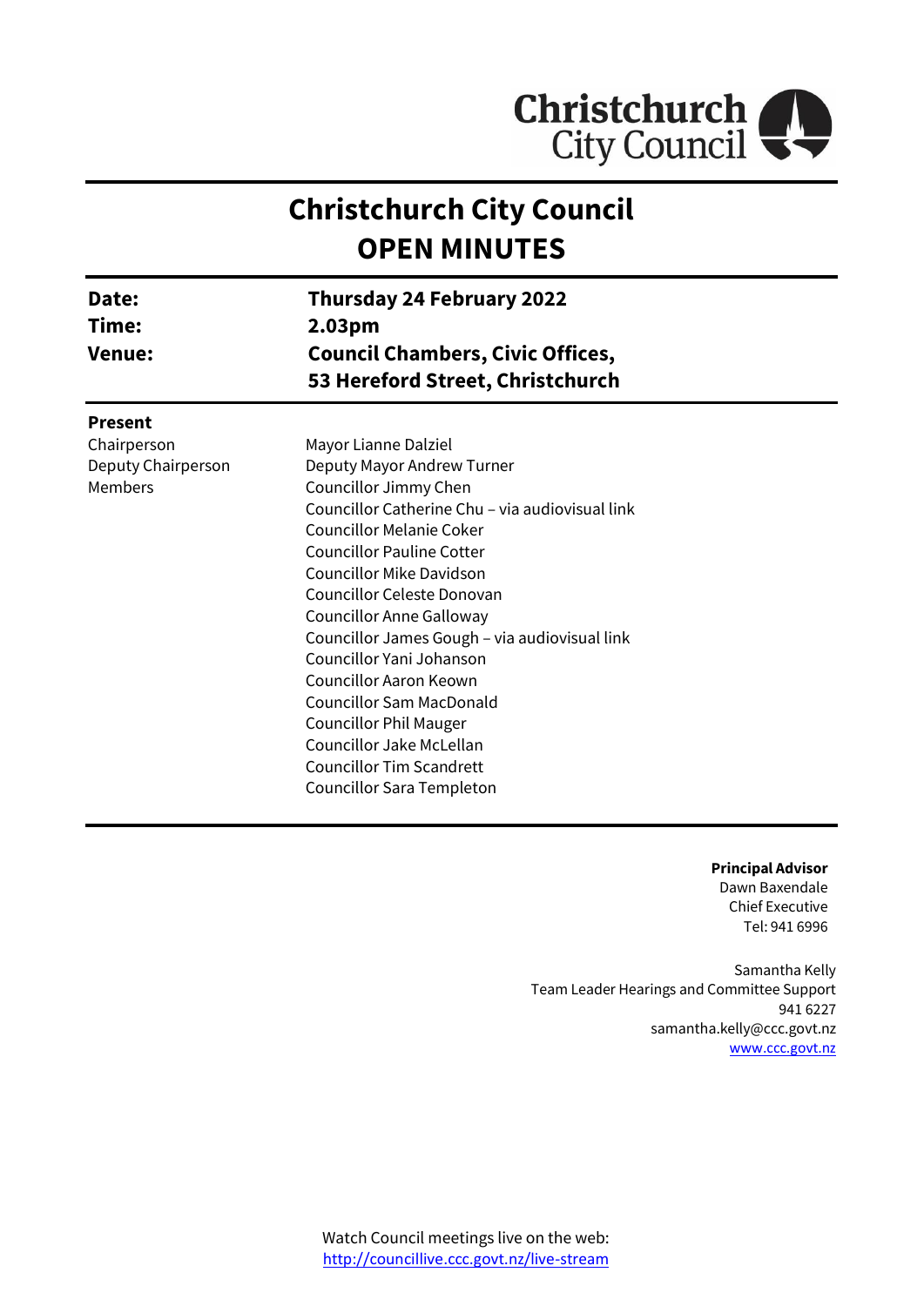# Christchurch City Council
# OPEN MINUTES

| | |
|---|---|
| **Date:** | **Thursday 24 February 2022** |
| **Time:** | **2.03pm** |
| **Venue:** | **Council Chambers, Civic Offices, 53 Hereford Street, Christchurch** |

**Present**

| | |
|---|---|
| Chairperson | Mayor Lianne Dalziel |
| Deputy Chairperson | Deputy Mayor Andrew Turner |
| Members | Councillor Jimmy Chen |
| | Councillor Catherine Chu – via audiovisual link |
| | Councillor Melanie Coker |
| | Councillor Pauline Cotter |
| | Councillor Mike Davidson |
| | Councillor Celeste Donovan |
| | Councillor Anne Galloway |
| | Councillor James Gough – via audiovisual link |
| | Councillor Yani Johanson |
| | Councillor Aaron Keown |
| | Councillor Sam MacDonald |
| | Councillor Phil Mauger |
| | Councillor Jake McLellan |
| | Councillor Tim Scandrett |
| | Councillor Sara Templeton |

**Principal Advisor**
Dawn Baxendale
Chief Executive
Tel: 941 6996

Samantha Kelly
Team Leader Hearings and Committee Support
941 6227
samantha.kelly@ccc.govt.nz
www.ccc.govt.nz

Watch Council meetings live on the web:
http://councillive.ccc.govt.nz/live-stream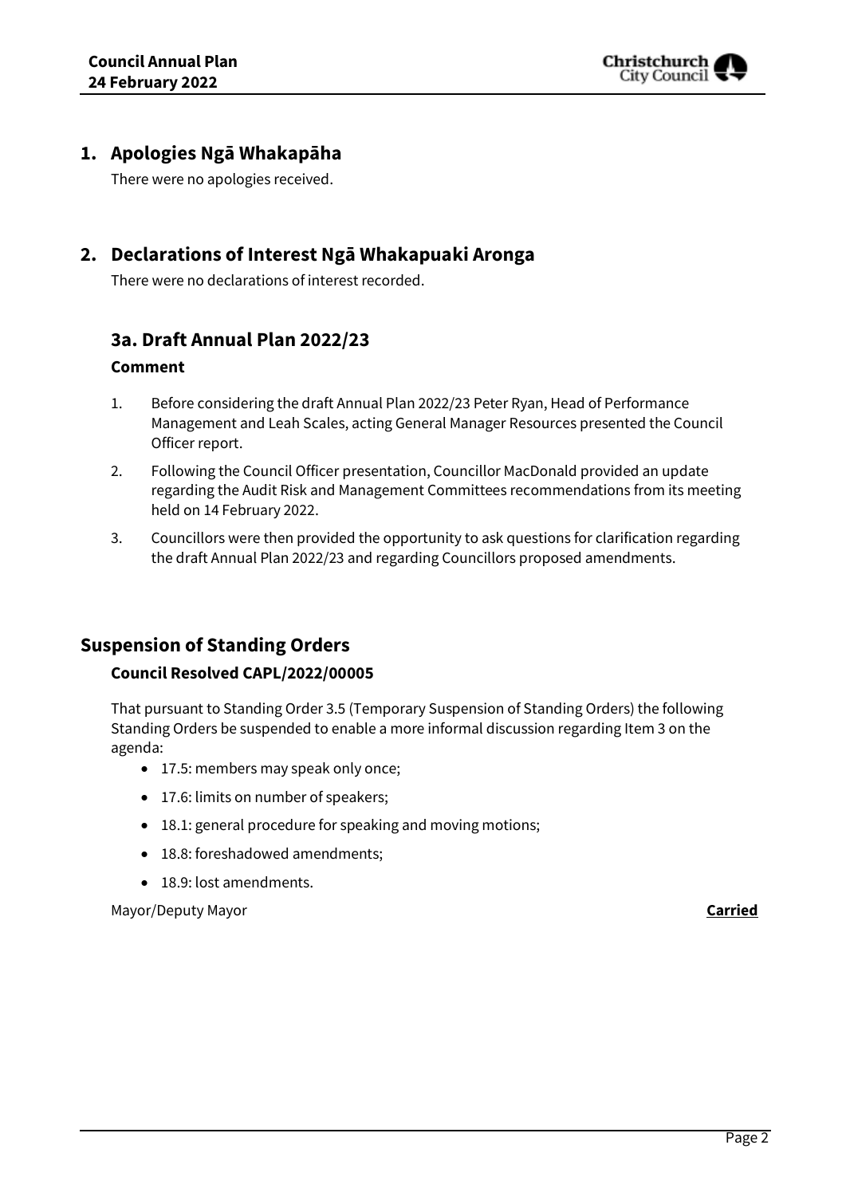## 1. Apologies Ngā Whakapāha

There were no apologies received.

## 2. Declarations of Interest Ngā Whakapuaki Aronga

There were no declarations of interest recorded.

## 3a. Draft Annual Plan 2022/23

### Comment

1. Before considering the draft Annual Plan 2022/23 Peter Ryan, Head of Performance Management and Leah Scales, acting General Manager Resources presented the Council Officer report.
2. Following the Council Officer presentation, Councillor MacDonald provided an update regarding the Audit Risk and Management Committees recommendations from its meeting held on 14 February 2022.
3. Councillors were then provided the opportunity to ask questions for clarification regarding the draft Annual Plan 2022/23 and regarding Councillors proposed amendments.

## Suspension of Standing Orders

### Council Resolved CAPL/2022/00005

That pursuant to Standing Order 3.5 (Temporary Suspension of Standing Orders) the following Standing Orders be suspended to enable a more informal discussion regarding Item 3 on the agenda:

- 17.5: members may speak only once;
- 17.6: limits on number of speakers;
- 18.1: general procedure for speaking and moving motions;
- 18.8: foreshadowed amendments;
- 18.9: lost amendments.

Mayor/Deputy Mayor **Carried**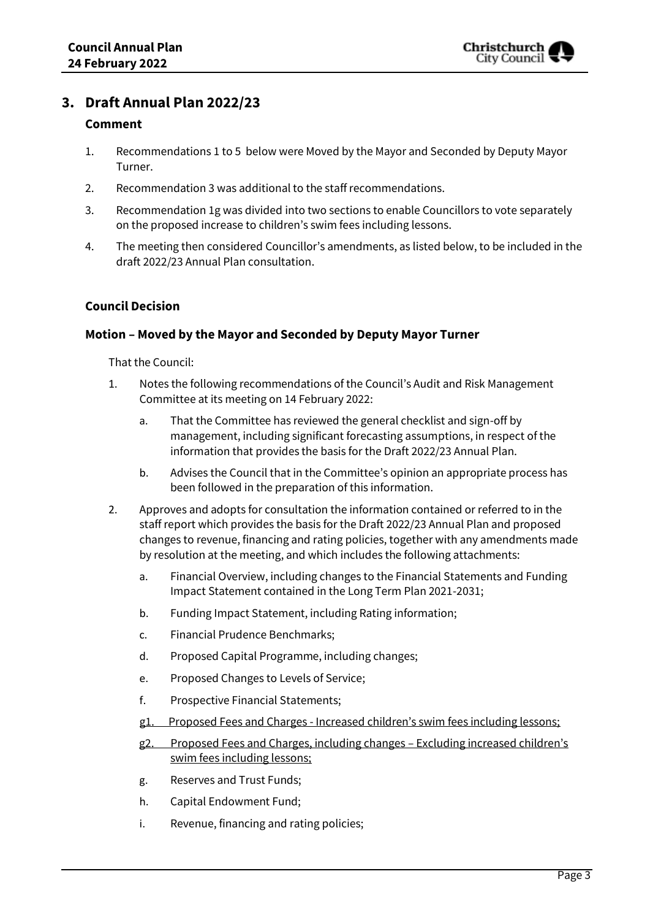## 3. Draft Annual Plan 2022/23

### Comment

1. Recommendations 1 to 5 below were Moved by the Mayor and Seconded by Deputy Mayor Turner.
2. Recommendation 3 was additional to the staff recommendations.
3. Recommendation 1g was divided into two sections to enable Councillors to vote separately on the proposed increase to children's swim fees including lessons.
4. The meeting then considered Councillor's amendments, as listed below, to be included in the draft 2022/23 Annual Plan consultation.

### Council Decision

### Motion – Moved by the Mayor and Seconded by Deputy Mayor Turner

That the Council:

1. Notes the following recommendations of the Council's Audit and Risk Management Committee at its meeting on 14 February 2022:
    a. That the Committee has reviewed the general checklist and sign-off by management, including significant forecasting assumptions, in respect of the information that provides the basis for the Draft 2022/23 Annual Plan.
    b. Advises the Council that in the Committee's opinion an appropriate process has been followed in the preparation of this information.
2. Approves and adopts for consultation the information contained or referred to in the staff report which provides the basis for the Draft 2022/23 Annual Plan and proposed changes to revenue, financing and rating policies, together with any amendments made by resolution at the meeting, and which includes the following attachments:
    a. Financial Overview, including changes to the Financial Statements and Funding Impact Statement contained in the Long Term Plan 2021-2031;
    b. Funding Impact Statement, including Rating information;
    c. Financial Prudence Benchmarks;
    d. Proposed Capital Programme, including changes;
    e. Proposed Changes to Levels of Service;
    f. Prospective Financial Statements;
    g1. <u>Proposed Fees and Charges - Increased children's swim fees including lessons;</u>
    g2. <u>Proposed Fees and Charges, including changes – Excluding increased children's swim fees including lessons;</u>
    g. Reserves and Trust Funds;
    h. Capital Endowment Fund;
    i. Revenue, financing and rating policies;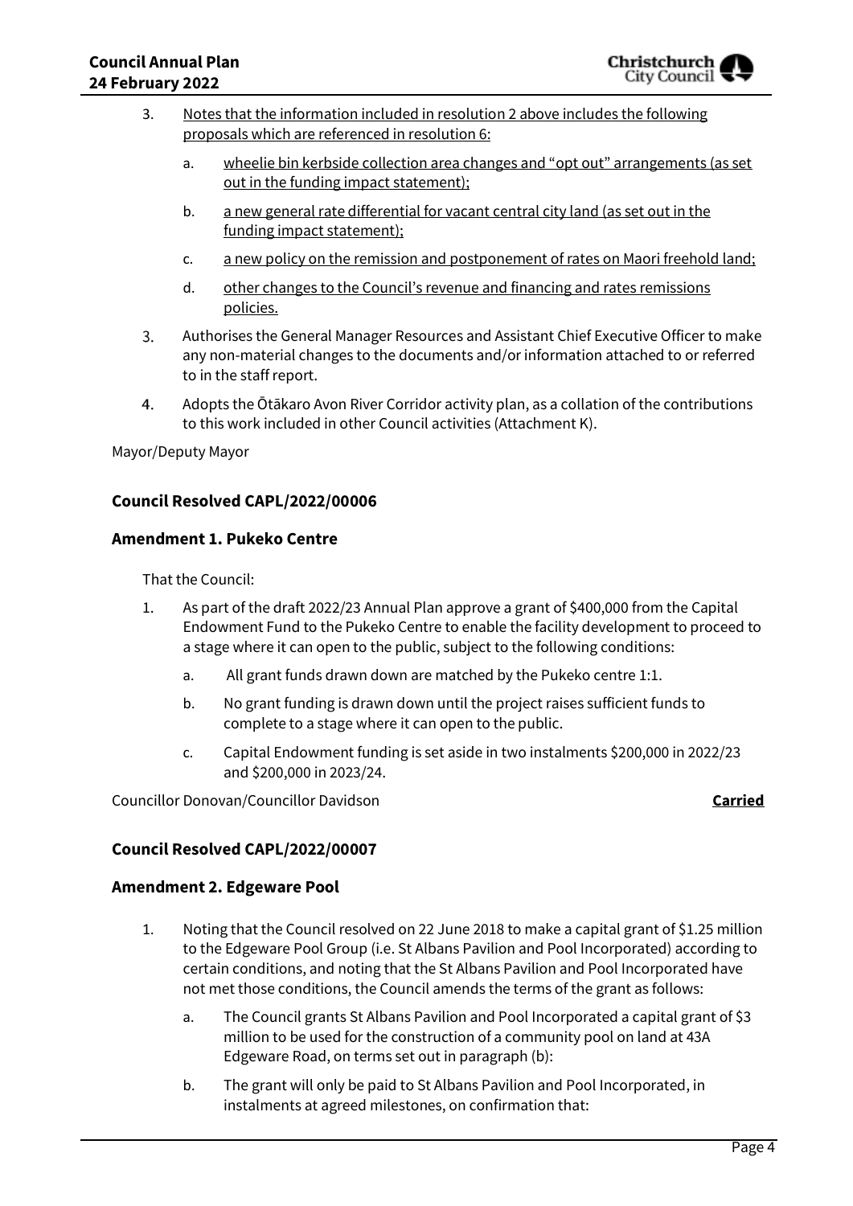3. <u>Notes that the information included in resolution 2 above includes the following proposals which are referenced in resolution 6:</u>

    a. <u>wheelie bin kerbside collection area changes and "opt out" arrangements (as set out in the funding impact statement);</u>

    b. <u>a new general rate differential for vacant central city land (as set out in the funding impact statement);</u>

    c. <u>a new policy on the remission and postponement of rates on Maori freehold land;</u>

    d. <u>other changes to the Council's revenue and financing and rates remissions policies.</u>

3. Authorises the General Manager Resources and Assistant Chief Executive Officer to make any non-material changes to the documents and/or information attached to or referred to in the staff report.

4. Adopts the Ōtākaro Avon River Corridor activity plan, as a collation of the contributions to this work included in other Council activities (Attachment K).

Mayor/Deputy Mayor

### Council Resolved CAPL/2022/00006

### Amendment 1. Pukeko Centre

That the Council:

1. As part of the draft 2022/23 Annual Plan approve a grant of $400,000 from the Capital Endowment Fund to the Pukeko Centre to enable the facility development to proceed to a stage where it can open to the public, subject to the following conditions:

    a. All grant funds drawn down are matched by the Pukeko centre 1:1.

    b. No grant funding is drawn down until the project raises sufficient funds to complete to a stage where it can open to the public.

    c. Capital Endowment funding is set aside in two instalments $200,000 in 2022/23 and $200,000 in 2023/24.

Councillor Donovan/Councillor Davidson **<u>Carried</u>**

### Council Resolved CAPL/2022/00007

### Amendment 2. Edgeware Pool

1. Noting that the Council resolved on 22 June 2018 to make a capital grant of $1.25 million to the Edgeware Pool Group (i.e. St Albans Pavilion and Pool Incorporated) according to certain conditions, and noting that the St Albans Pavilion and Pool Incorporated have not met those conditions, the Council amends the terms of the grant as follows:

    a. The Council grants St Albans Pavilion and Pool Incorporated a capital grant of $3 million to be used for the construction of a community pool on land at 43A Edgeware Road, on terms set out in paragraph (b):

    b. The grant will only be paid to St Albans Pavilion and Pool Incorporated, in instalments at agreed milestones, on confirmation that: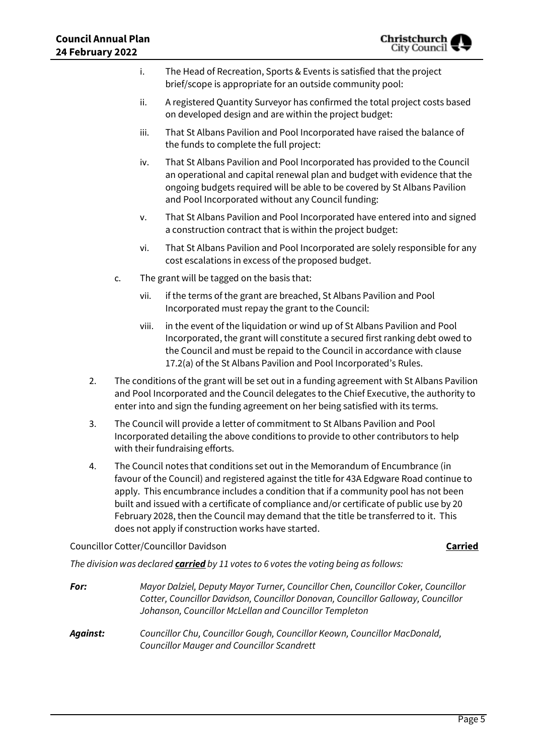i. The Head of Recreation, Sports & Events is satisfied that the project brief/scope is appropriate for an outside community pool:

ii. A registered Quantity Surveyor has confirmed the total project costs based on developed design and are within the project budget:

iii. That St Albans Pavilion and Pool Incorporated have raised the balance of the funds to complete the full project:

iv. That St Albans Pavilion and Pool Incorporated has provided to the Council an operational and capital renewal plan and budget with evidence that the ongoing budgets required will be able to be covered by St Albans Pavilion and Pool Incorporated without any Council funding:

v. That St Albans Pavilion and Pool Incorporated have entered into and signed a construction contract that is within the project budget:

vi. That St Albans Pavilion and Pool Incorporated are solely responsible for any cost escalations in excess of the proposed budget.

c. The grant will be tagged on the basis that:

vii. if the terms of the grant are breached, St Albans Pavilion and Pool Incorporated must repay the grant to the Council:

viii. in the event of the liquidation or wind up of St Albans Pavilion and Pool Incorporated, the grant will constitute a secured first ranking debt owed to the Council and must be repaid to the Council in accordance with clause 17.2(a) of the St Albans Pavilion and Pool Incorporated's Rules.

2. The conditions of the grant will be set out in a funding agreement with St Albans Pavilion and Pool Incorporated and the Council delegates to the Chief Executive, the authority to enter into and sign the funding agreement on her being satisfied with its terms.

3. The Council will provide a letter of commitment to St Albans Pavilion and Pool Incorporated detailing the above conditions to provide to other contributors to help with their fundraising efforts.

4. The Council notes that conditions set out in the Memorandum of Encumbrance (in favour of the Council) and registered against the title for 43A Edgware Road continue to apply. This encumbrance includes a condition that if a community pool has not been built and issued with a certificate of compliance and/or certificate of public use by 20 February 2028, then the Council may demand that the title be transferred to it. This does not apply if construction works have started.

Councillor Cotter/Councillor Davidson **Carried**

*The division was declared **carried** by 11 votes to 6 votes the voting being as follows:*

***For:*** *Mayor Dalziel, Deputy Mayor Turner, Councillor Chen, Councillor Coker, Councillor Cotter, Councillor Davidson, Councillor Donovan, Councillor Galloway, Councillor Johanson, Councillor McLellan and Councillor Templeton*

***Against:*** *Councillor Chu, Councillor Gough, Councillor Keown, Councillor MacDonald, Councillor Mauger and Councillor Scandrett*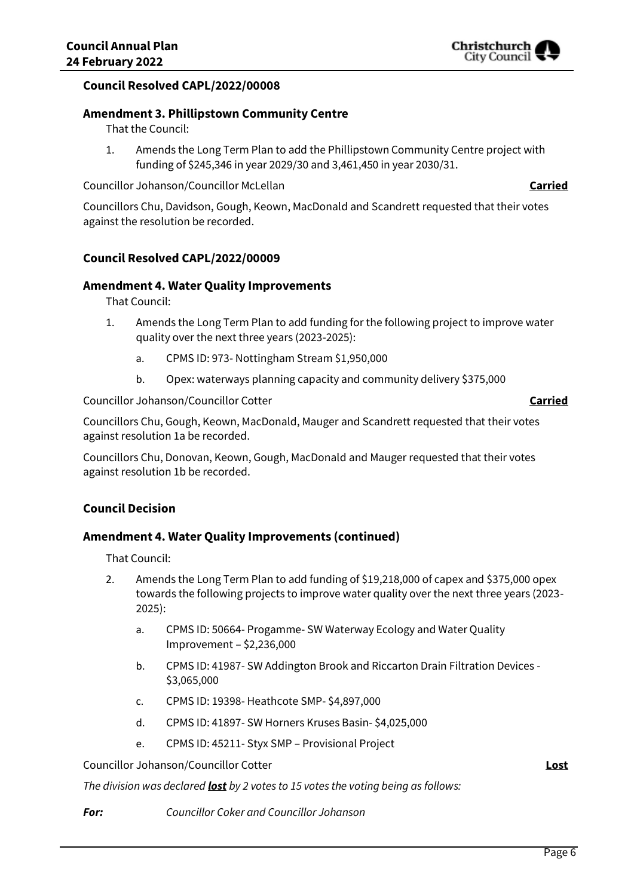### Council Resolved CAPL/2022/00008

#### Amendment 3. Phillipstown Community Centre

That the Council:

1. Amends the Long Term Plan to add the Phillipstown Community Centre project with funding of $245,346 in year 2029/30 and 3,461,450 in year 2030/31.

Councillor Johanson/Councillor McLellan **Carried**

Councillors Chu, Davidson, Gough, Keown, MacDonald and Scandrett requested that their votes against the resolution be recorded.

### Council Resolved CAPL/2022/00009

#### Amendment 4. Water Quality Improvements

That Council:

1. Amends the Long Term Plan to add funding for the following project to improve water quality over the next three years (2023-2025):
    a. CPMS ID: 973- Nottingham Stream $1,950,000
    b. Opex: waterways planning capacity and community delivery $375,000

Councillor Johanson/Councillor Cotter **Carried**

Councillors Chu, Gough, Keown, MacDonald, Mauger and Scandrett requested that their votes against resolution 1a be recorded.

Councillors Chu, Donovan, Keown, Gough, MacDonald and Mauger requested that their votes against resolution 1b be recorded.

### Council Decision

#### Amendment 4. Water Quality Improvements (continued)

That Council:

2. Amends the Long Term Plan to add funding of $19,218,000 of capex and $375,000 opex towards the following projects to improve water quality over the next three years (2023-2025):
    a. CPMS ID: 50664- Progamme- SW Waterway Ecology and Water Quality Improvement – $2,236,000
    b. CPMS ID: 41987- SW Addington Brook and Riccarton Drain Filtration Devices - $3,065,000
    c. CPMS ID: 19398- Heathcote SMP- $4,897,000
    d. CPMS ID: 41897- SW Horners Kruses Basin- $4,025,000
    e. CPMS ID: 45211- Styx SMP – Provisional Project

Councillor Johanson/Councillor Cotter **Lost**

*The division was declared **lost** by 2 votes to 15 votes the voting being as follows:*

***For:*** *Councillor Coker and Councillor Johanson*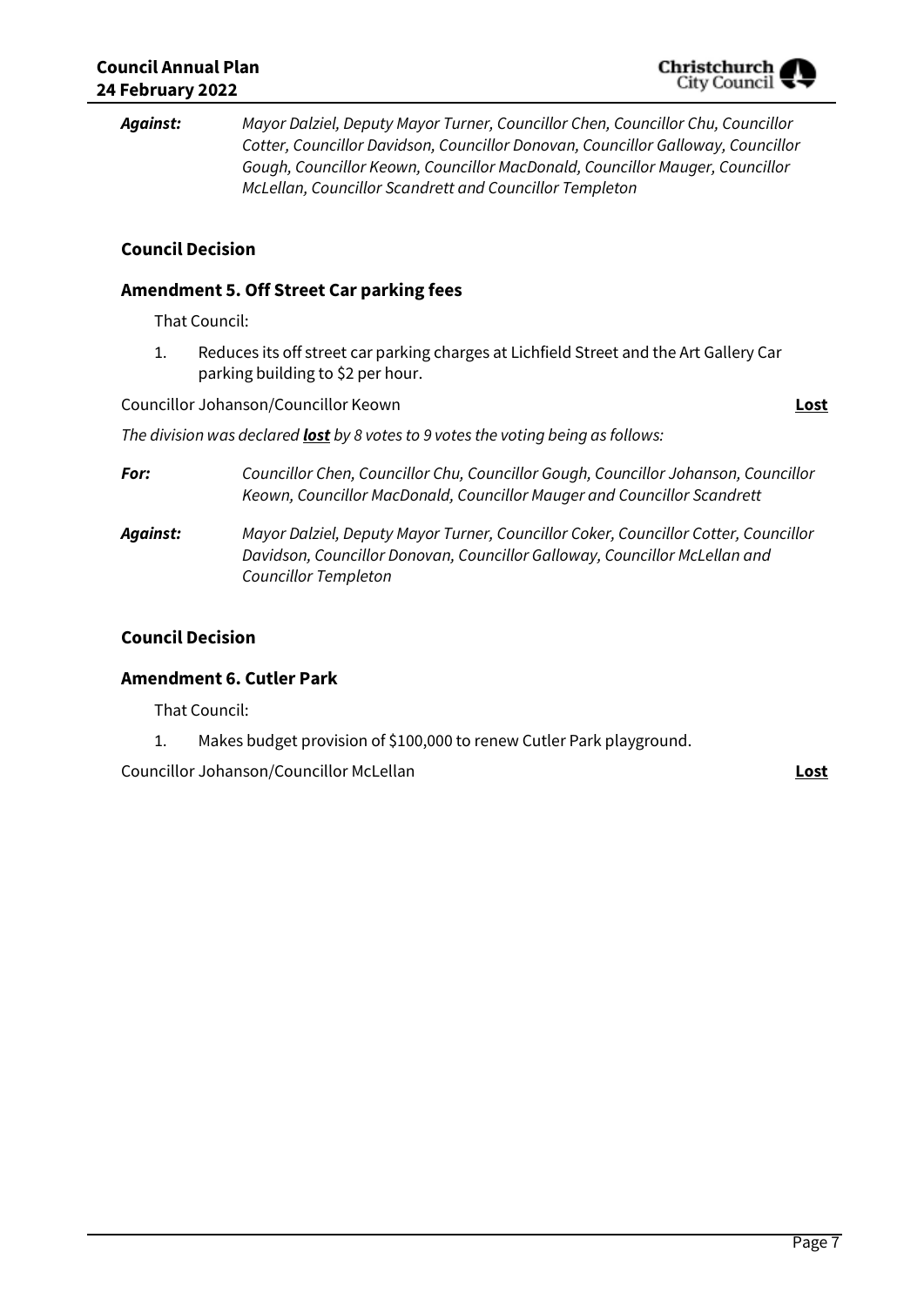***Against:*** *Mayor Dalziel, Deputy Mayor Turner, Councillor Chen, Councillor Chu, Councillor Cotter, Councillor Davidson, Councillor Donovan, Councillor Galloway, Councillor Gough, Councillor Keown, Councillor MacDonald, Councillor Mauger, Councillor McLellan, Councillor Scandrett and Councillor Templeton*

### Council Decision

### Amendment 5. Off Street Car parking fees

That Council:

1. Reduces its off street car parking charges at Lichfield Street and the Art Gallery Car parking building to $2 per hour.

Councillor Johanson/Councillor Keown **Lost**

*The division was declared **lost** by 8 votes to 9 votes the voting being as follows:*

***For:*** *Councillor Chen, Councillor Chu, Councillor Gough, Councillor Johanson, Councillor Keown, Councillor MacDonald, Councillor Mauger and Councillor Scandrett*

***Against:*** *Mayor Dalziel, Deputy Mayor Turner, Councillor Coker, Councillor Cotter, Councillor Davidson, Councillor Donovan, Councillor Galloway, Councillor McLellan and Councillor Templeton*

### Council Decision

### Amendment 6. Cutler Park

That Council:

1. Makes budget provision of $100,000 to renew Cutler Park playground.

Councillor Johanson/Councillor McLellan **Lost**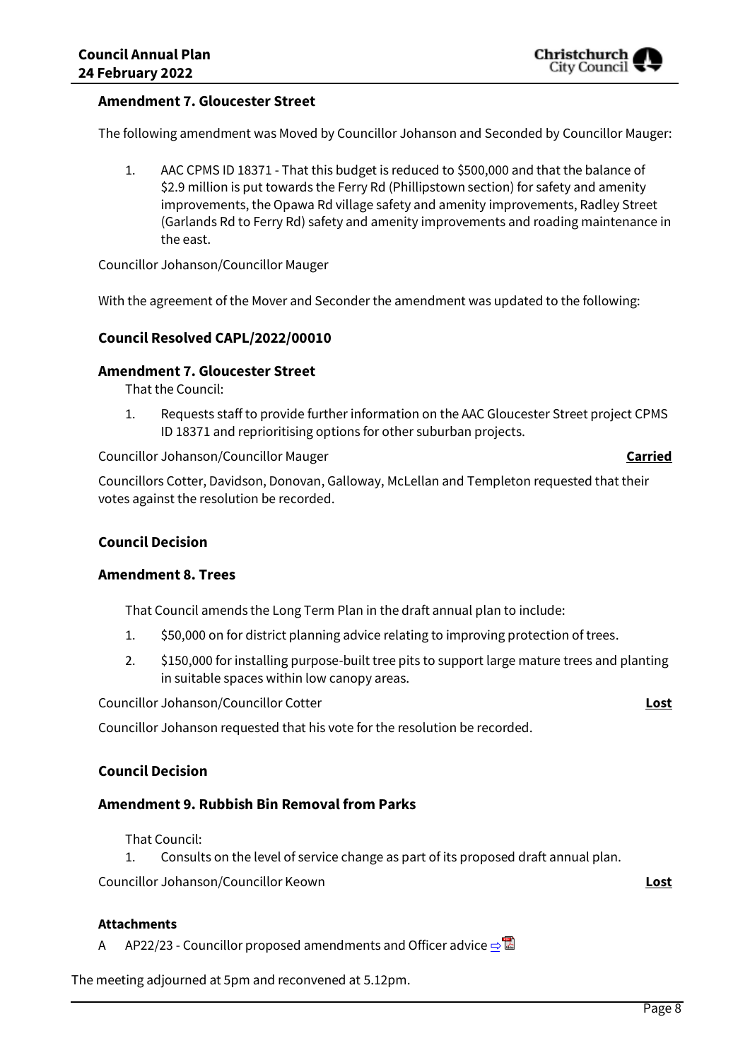### Amendment 7. Gloucester Street

The following amendment was Moved by Councillor Johanson and Seconded by Councillor Mauger:

1. AAC CPMS ID 18371 - That this budget is reduced to $500,000 and that the balance of $2.9 million is put towards the Ferry Rd (Phillipstown section) for safety and amenity improvements, the Opawa Rd village safety and amenity improvements, Radley Street (Garlands Rd to Ferry Rd) safety and amenity improvements and roading maintenance in the east.

Councillor Johanson/Councillor Mauger

With the agreement of the Mover and Seconder the amendment was updated to the following:

### Council Resolved CAPL/2022/00010

### Amendment 7. Gloucester Street

That the Council:

1. Requests staff to provide further information on the AAC Gloucester Street project CPMS ID 18371 and reprioritising options for other suburban projects.

Councillor Johanson/Councillor Mauger **Carried**

Councillors Cotter, Davidson, Donovan, Galloway, McLellan and Templeton requested that their votes against the resolution be recorded.

### Council Decision

### Amendment 8. Trees

That Council amends the Long Term Plan in the draft annual plan to include:

1. $50,000 on for district planning advice relating to improving protection of trees.
2. $150,000 for installing purpose-built tree pits to support large mature trees and planting in suitable spaces within low canopy areas.

Councillor Johanson/Councillor Cotter **Lost**

Councillor Johanson requested that his vote for the resolution be recorded.

### Council Decision

### Amendment 9. Rubbish Bin Removal from Parks

That Council:

1. Consults on the level of service change as part of its proposed draft annual plan.

Councillor Johanson/Councillor Keown **Lost**

**Attachments**

A AP22/23 - Councillor proposed amendments and Officer advice ⇨

The meeting adjourned at 5pm and reconvened at 5.12pm.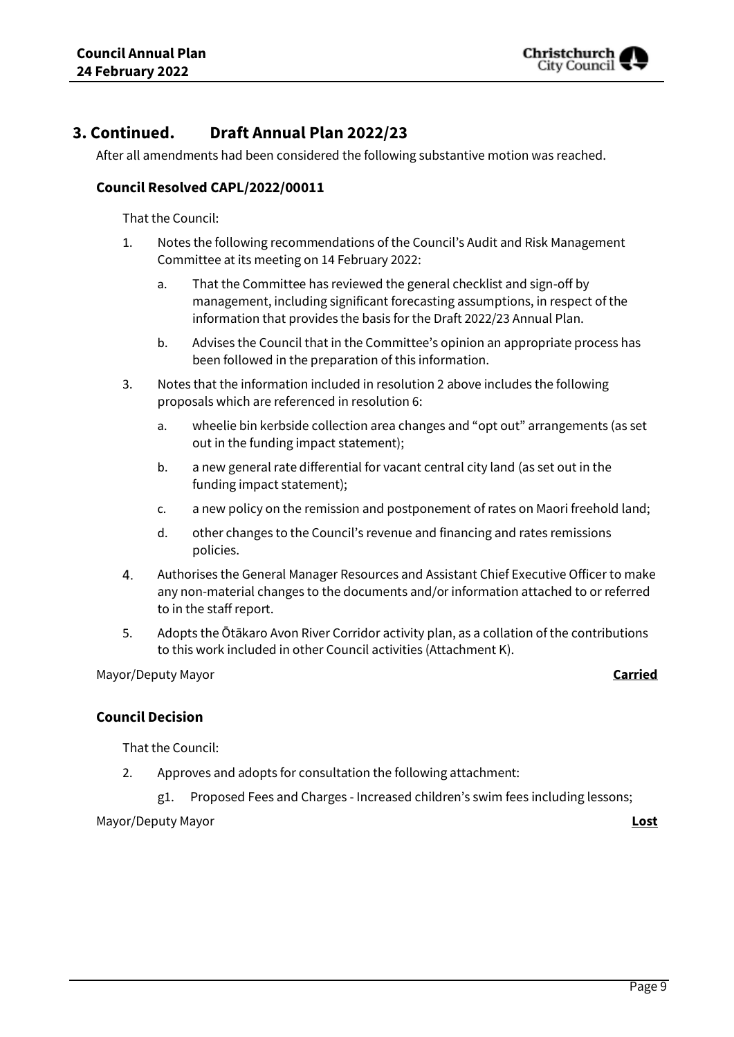## 3. Continued. Draft Annual Plan 2022/23

After all amendments had been considered the following substantive motion was reached.

### Council Resolved CAPL/2022/00011

That the Council:

1. Notes the following recommendations of the Council's Audit and Risk Management Committee at its meeting on 14 February 2022:

    a. That the Committee has reviewed the general checklist and sign-off by management, including significant forecasting assumptions, in respect of the information that provides the basis for the Draft 2022/23 Annual Plan.

    b. Advises the Council that in the Committee's opinion an appropriate process has been followed in the preparation of this information.

3. Notes that the information included in resolution 2 above includes the following proposals which are referenced in resolution 6:

    a. wheelie bin kerbside collection area changes and "opt out" arrangements (as set out in the funding impact statement);

    b. a new general rate differential for vacant central city land (as set out in the funding impact statement);

    c. a new policy on the remission and postponement of rates on Maori freehold land;

    d. other changes to the Council's revenue and financing and rates remissions policies.

4. Authorises the General Manager Resources and Assistant Chief Executive Officer to make any non-material changes to the documents and/or information attached to or referred to in the staff report.

5. Adopts the Ōtākaro Avon River Corridor activity plan, as a collation of the contributions to this work included in other Council activities (Attachment K).

Mayor/Deputy Mayor **Carried**

### Council Decision

That the Council:

2. Approves and adopts for consultation the following attachment:

    g1. Proposed Fees and Charges - Increased children's swim fees including lessons;

Mayor/Deputy Mayor **Lost**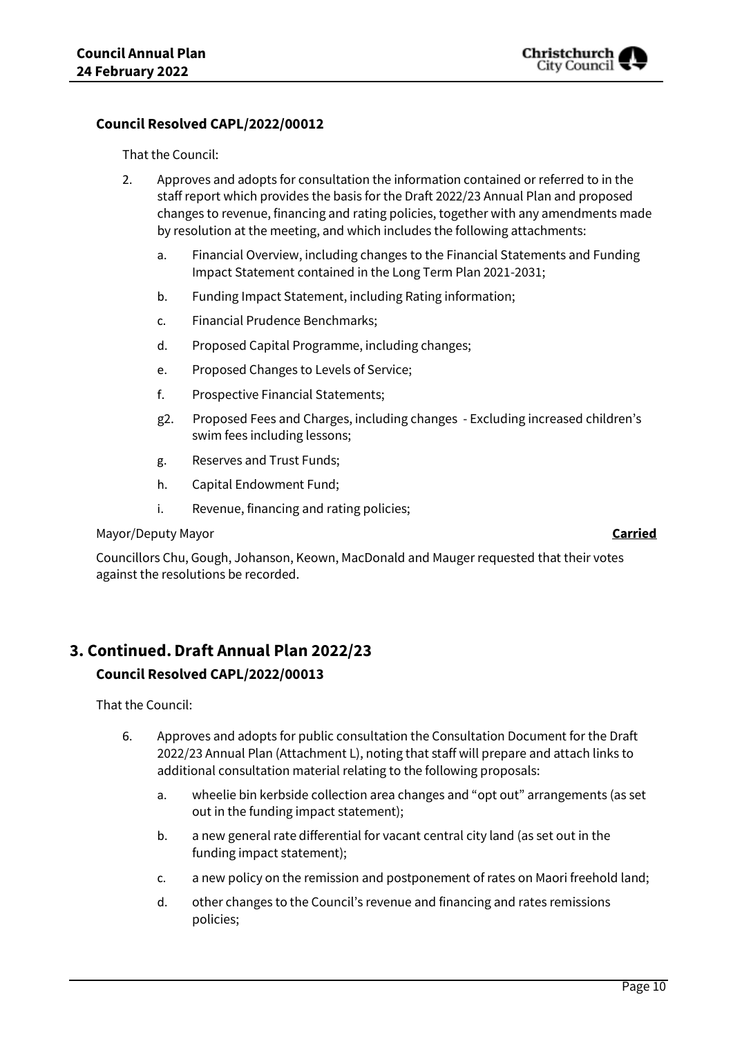**Council Resolved CAPL/2022/00012**

That the Council:

2. Approves and adopts for consultation the information contained or referred to in the staff report which provides the basis for the Draft 2022/23 Annual Plan and proposed changes to revenue, financing and rating policies, together with any amendments made by resolution at the meeting, and which includes the following attachments:

    a. Financial Overview, including changes to the Financial Statements and Funding Impact Statement contained in the Long Term Plan 2021-2031;

    b. Funding Impact Statement, including Rating information;

    c. Financial Prudence Benchmarks;

    d. Proposed Capital Programme, including changes;

    e. Proposed Changes to Levels of Service;

    f. Prospective Financial Statements;

    g2. Proposed Fees and Charges, including changes - Excluding increased children's swim fees including lessons;

    g. Reserves and Trust Funds;

    h. Capital Endowment Fund;

    i. Revenue, financing and rating policies;

Mayor/Deputy Mayor **Carried**

Councillors Chu, Gough, Johanson, Keown, MacDonald and Mauger requested that their votes against the resolutions be recorded.

## 3. Continued. Draft Annual Plan 2022/23

**Council Resolved CAPL/2022/00013**

That the Council:

6. Approves and adopts for public consultation the Consultation Document for the Draft 2022/23 Annual Plan (Attachment L), noting that staff will prepare and attach links to additional consultation material relating to the following proposals:

    a. wheelie bin kerbside collection area changes and "opt out" arrangements (as set out in the funding impact statement);

    b. a new general rate differential for vacant central city land (as set out in the funding impact statement);

    c. a new policy on the remission and postponement of rates on Maori freehold land;

    d. other changes to the Council's revenue and financing and rates remissions policies;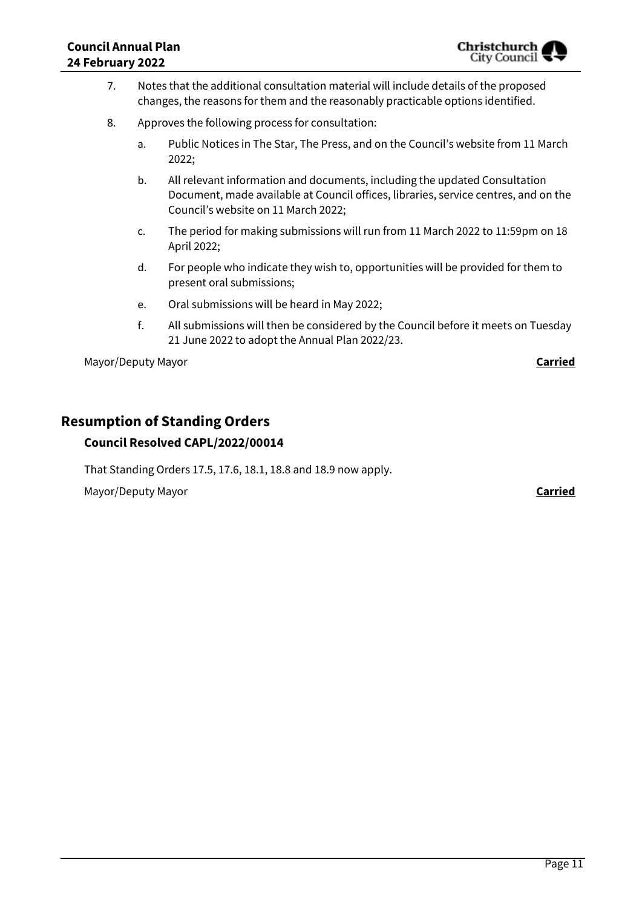7. Notes that the additional consultation material will include details of the proposed changes, the reasons for them and the reasonably practicable options identified.
8. Approves the following process for consultation:
    a. Public Notices in The Star, The Press, and on the Council's website from 11 March 2022;
    b. All relevant information and documents, including the updated Consultation Document, made available at Council offices, libraries, service centres, and on the Council's website on 11 March 2022;
    c. The period for making submissions will run from 11 March 2022 to 11:59pm on 18 April 2022;
    d. For people who indicate they wish to, opportunities will be provided for them to present oral submissions;
    e. Oral submissions will be heard in May 2022;
    f. All submissions will then be considered by the Council before it meets on Tuesday 21 June 2022 to adopt the Annual Plan 2022/23.

Mayor/Deputy Mayor **Carried**

## Resumption of Standing Orders

### Council Resolved CAPL/2022/00014

That Standing Orders 17.5, 17.6, 18.1, 18.8 and 18.9 now apply.

Mayor/Deputy Mayor **Carried**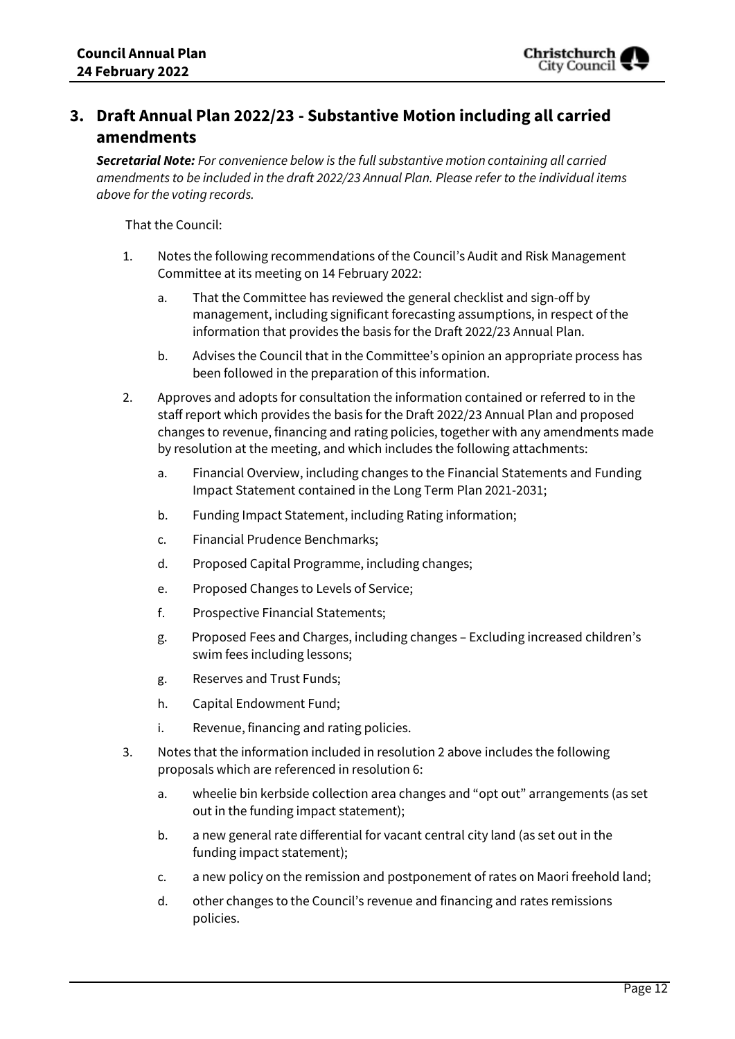## 3. Draft Annual Plan 2022/23 - Substantive Motion including all carried amendments

***Secretarial Note:*** *For convenience below is the full substantive motion containing all carried amendments to be included in the draft 2022/23 Annual Plan. Please refer to the individual items above for the voting records.*

That the Council:

1. Notes the following recommendations of the Council's Audit and Risk Management Committee at its meeting on 14 February 2022:
   a. That the Committee has reviewed the general checklist and sign-off by management, including significant forecasting assumptions, in respect of the information that provides the basis for the Draft 2022/23 Annual Plan.
   b. Advises the Council that in the Committee's opinion an appropriate process has been followed in the preparation of this information.
2. Approves and adopts for consultation the information contained or referred to in the staff report which provides the basis for the Draft 2022/23 Annual Plan and proposed changes to revenue, financing and rating policies, together with any amendments made by resolution at the meeting, and which includes the following attachments:
   a. Financial Overview, including changes to the Financial Statements and Funding Impact Statement contained in the Long Term Plan 2021-2031;
   b. Funding Impact Statement, including Rating information;
   c. Financial Prudence Benchmarks;
   d. Proposed Capital Programme, including changes;
   e. Proposed Changes to Levels of Service;
   f. Prospective Financial Statements;
   g. Proposed Fees and Charges, including changes – Excluding increased children's swim fees including lessons;
   g. Reserves and Trust Funds;
   h. Capital Endowment Fund;
   i. Revenue, financing and rating policies.
3. Notes that the information included in resolution 2 above includes the following proposals which are referenced in resolution 6:
   a. wheelie bin kerbside collection area changes and "opt out" arrangements (as set out in the funding impact statement);
   b. a new general rate differential for vacant central city land (as set out in the funding impact statement);
   c. a new policy on the remission and postponement of rates on Maori freehold land;
   d. other changes to the Council's revenue and financing and rates remissions policies.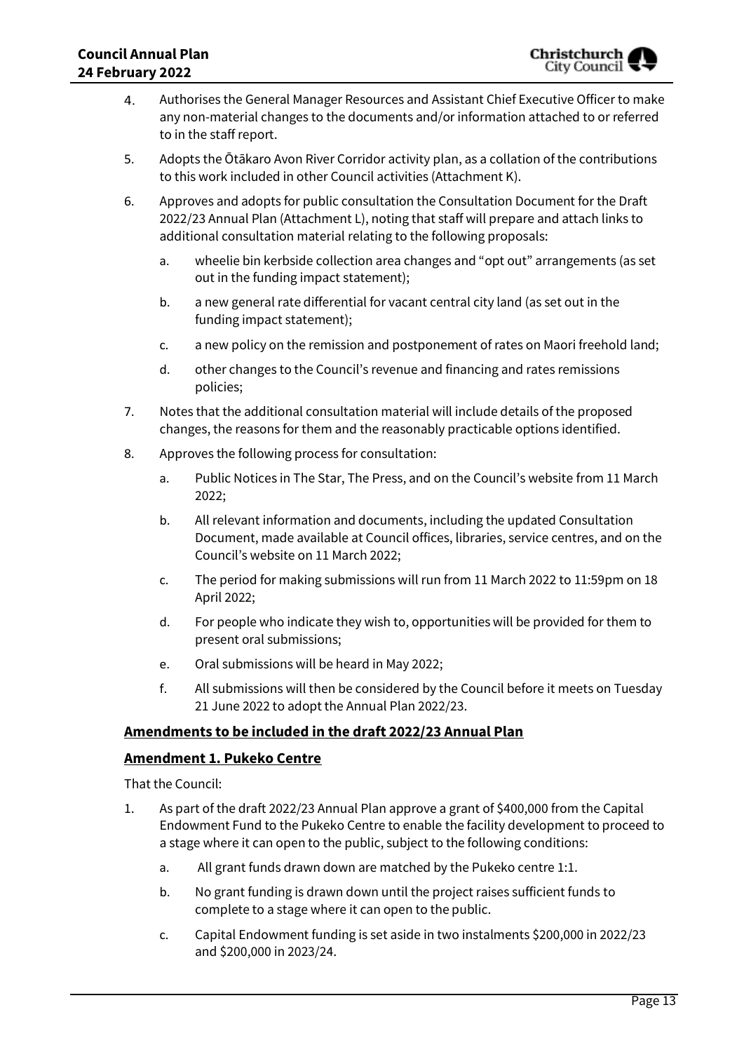4. Authorises the General Manager Resources and Assistant Chief Executive Officer to make any non-material changes to the documents and/or information attached to or referred to in the staff report.
5. Adopts the Ōtākaro Avon River Corridor activity plan, as a collation of the contributions to this work included in other Council activities (Attachment K).
6. Approves and adopts for public consultation the Consultation Document for the Draft 2022/23 Annual Plan (Attachment L), noting that staff will prepare and attach links to additional consultation material relating to the following proposals:
    a. wheelie bin kerbside collection area changes and "opt out" arrangements (as set out in the funding impact statement);
    b. a new general rate differential for vacant central city land (as set out in the funding impact statement);
    c. a new policy on the remission and postponement of rates on Maori freehold land;
    d. other changes to the Council's revenue and financing and rates remissions policies;
7. Notes that the additional consultation material will include details of the proposed changes, the reasons for them and the reasonably practicable options identified.
8. Approves the following process for consultation:
    a. Public Notices in The Star, The Press, and on the Council's website from 11 March 2022;
    b. All relevant information and documents, including the updated Consultation Document, made available at Council offices, libraries, service centres, and on the Council's website on 11 March 2022;
    c. The period for making submissions will run from 11 March 2022 to 11:59pm on 18 April 2022;
    d. For people who indicate they wish to, opportunities will be provided for them to present oral submissions;
    e. Oral submissions will be heard in May 2022;
    f. All submissions will then be considered by the Council before it meets on Tuesday 21 June 2022 to adopt the Annual Plan 2022/23.

**Amendments to be included in the draft 2022/23 Annual Plan**

**Amendment 1. Pukeko Centre**

That the Council:

1. As part of the draft 2022/23 Annual Plan approve a grant of $400,000 from the Capital Endowment Fund to the Pukeko Centre to enable the facility development to proceed to a stage where it can open to the public, subject to the following conditions:
    a. All grant funds drawn down are matched by the Pukeko centre 1:1.
    b. No grant funding is drawn down until the project raises sufficient funds to complete to a stage where it can open to the public.
    c. Capital Endowment funding is set aside in two instalments $200,000 in 2022/23 and $200,000 in 2023/24.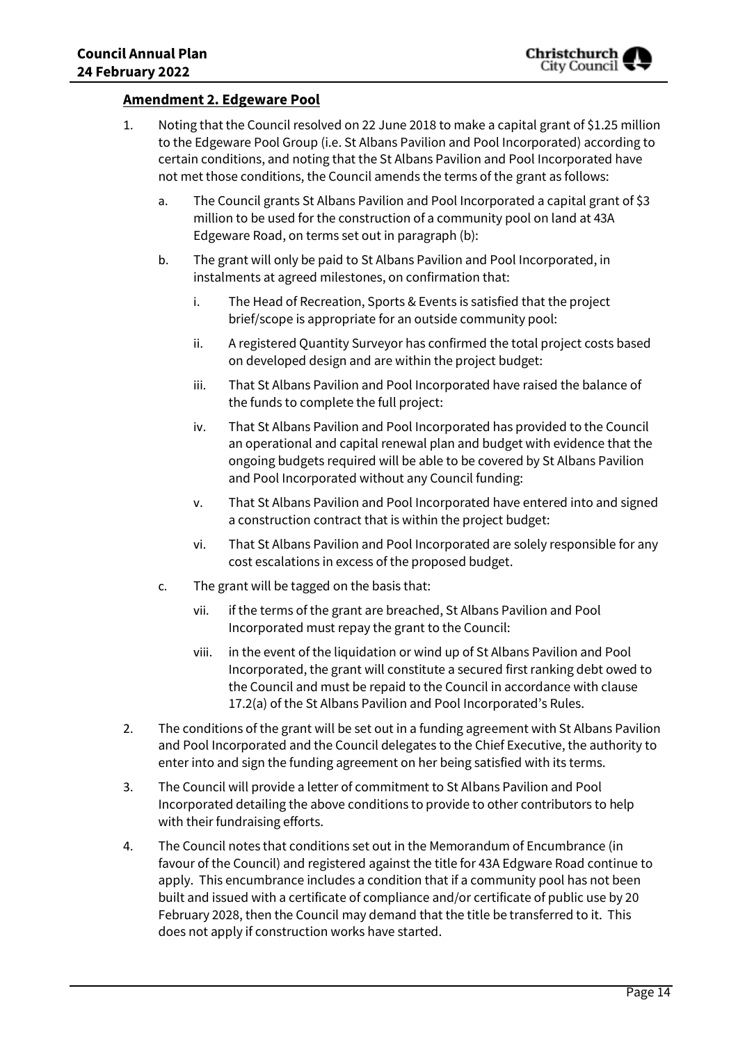**Amendment 2. Edgeware Pool**

1. Noting that the Council resolved on 22 June 2018 to make a capital grant of $1.25 million to the Edgeware Pool Group (i.e. St Albans Pavilion and Pool Incorporated) according to certain conditions, and noting that the St Albans Pavilion and Pool Incorporated have not met those conditions, the Council amends the terms of the grant as follows:

    a. The Council grants St Albans Pavilion and Pool Incorporated a capital grant of $3 million to be used for the construction of a community pool on land at 43A Edgeware Road, on terms set out in paragraph (b):

    b. The grant will only be paid to St Albans Pavilion and Pool Incorporated, in instalments at agreed milestones, on confirmation that:

        i. The Head of Recreation, Sports & Events is satisfied that the project brief/scope is appropriate for an outside community pool:

        ii. A registered Quantity Surveyor has confirmed the total project costs based on developed design and are within the project budget:

        iii. That St Albans Pavilion and Pool Incorporated have raised the balance of the funds to complete the full project:

        iv. That St Albans Pavilion and Pool Incorporated has provided to the Council an operational and capital renewal plan and budget with evidence that the ongoing budgets required will be able to be covered by St Albans Pavilion and Pool Incorporated without any Council funding:

        v. That St Albans Pavilion and Pool Incorporated have entered into and signed a construction contract that is within the project budget:

        vi. That St Albans Pavilion and Pool Incorporated are solely responsible for any cost escalations in excess of the proposed budget.

    c. The grant will be tagged on the basis that:

        vii. if the terms of the grant are breached, St Albans Pavilion and Pool Incorporated must repay the grant to the Council:

        viii. in the event of the liquidation or wind up of St Albans Pavilion and Pool Incorporated, the grant will constitute a secured first ranking debt owed to the Council and must be repaid to the Council in accordance with clause 17.2(a) of the St Albans Pavilion and Pool Incorporated's Rules.

2. The conditions of the grant will be set out in a funding agreement with St Albans Pavilion and Pool Incorporated and the Council delegates to the Chief Executive, the authority to enter into and sign the funding agreement on her being satisfied with its terms.

3. The Council will provide a letter of commitment to St Albans Pavilion and Pool Incorporated detailing the above conditions to provide to other contributors to help with their fundraising efforts.

4. The Council notes that conditions set out in the Memorandum of Encumbrance (in favour of the Council) and registered against the title for 43A Edgware Road continue to apply. This encumbrance includes a condition that if a community pool has not been built and issued with a certificate of compliance and/or certificate of public use by 20 February 2028, then the Council may demand that the title be transferred to it. This does not apply if construction works have started.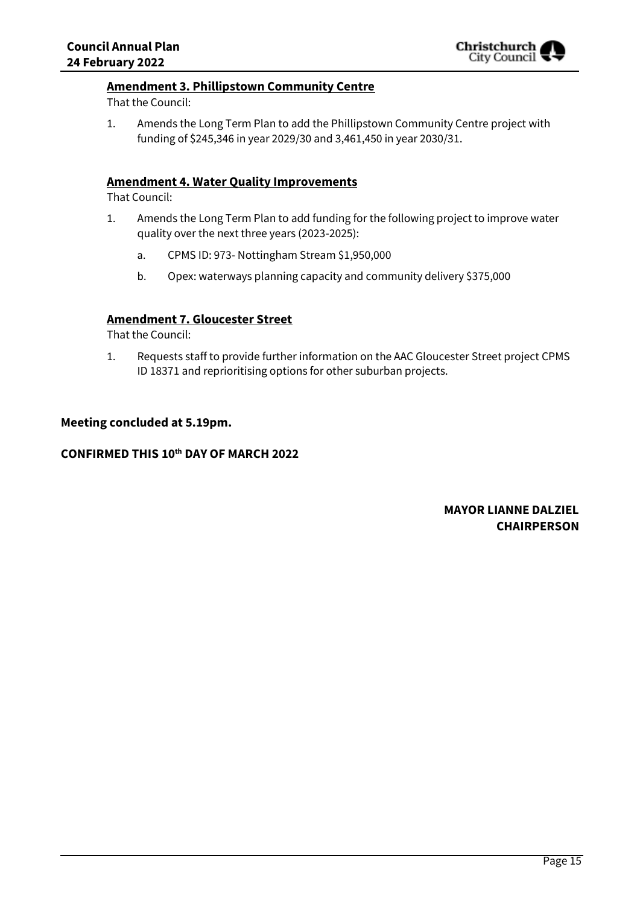**Amendment 3. Phillipstown Community Centre**

That the Council:

1. Amends the Long Term Plan to add the Phillipstown Community Centre project with funding of $245,346 in year 2029/30 and 3,461,450 in year 2030/31.

**Amendment 4. Water Quality Improvements**

That Council:

1. Amends the Long Term Plan to add funding for the following project to improve water quality over the next three years (2023-2025):
   a. CPMS ID: 973- Nottingham Stream $1,950,000
   b. Opex: waterways planning capacity and community delivery $375,000

**Amendment 7. Gloucester Street**

That the Council:

1. Requests staff to provide further information on the AAC Gloucester Street project CPMS ID 18371 and reprioritising options for other suburban projects.

**Meeting concluded at 5.19pm.**

**CONFIRMED THIS 10th DAY OF MARCH 2022**

**MAYOR LIANNE DALZIEL**
**CHAIRPERSON**